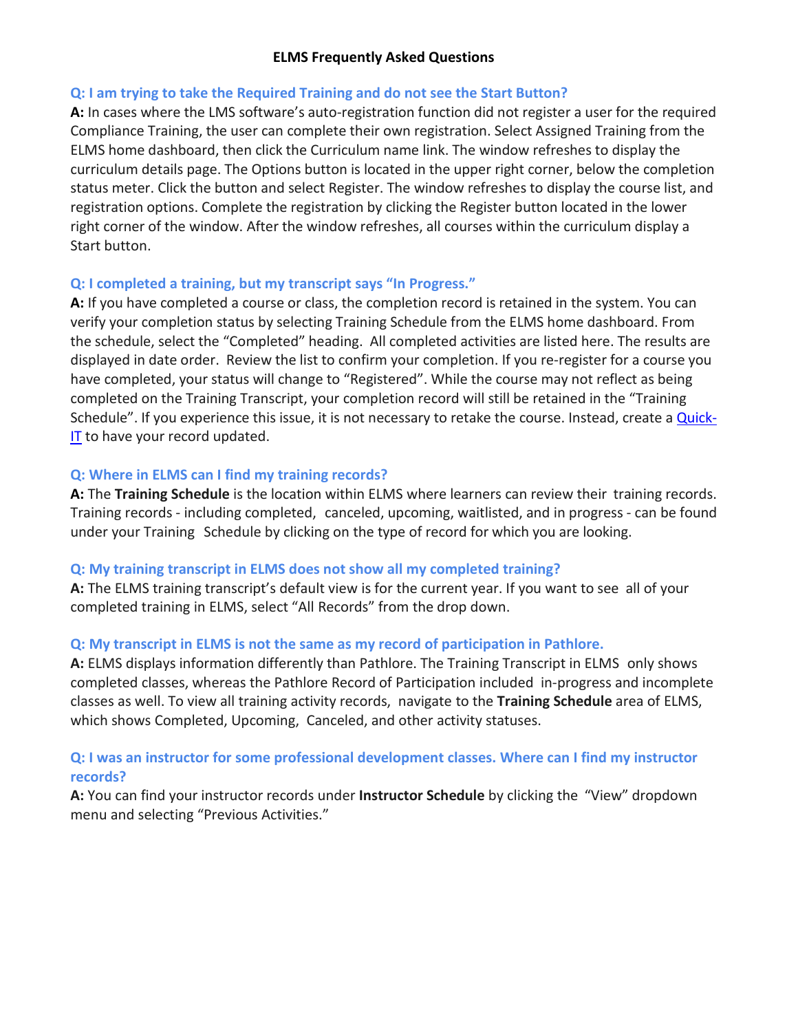# ELMS Frequently Asked Questions

### Q: I am trying to take the Required Training and do not see the Start Button?

**A:** In cases where the LMS software's auto-registration function did not register a user for the required Compliance Training, the user can complete their own registration. Select Assigned Training from the ELMS home dashboard, then click the Curriculum name link. The window refreshes to display the curriculum details page. The Options button is located in the upper right corner, below the completion status meter. Click the button and select Register. The window refreshes to display the course list, and registration options. Complete the registration by clicking the Register button located in the lower right corner of the window. After the window refreshes, all courses within the curriculum display a Start button.

### Q: I completed a training, but my transcript says "In Progress."

**A:** If you have completed a course or class, the completion record is retained in the system. You can verify your completion status by selecting Training Schedule from the ELMS home dashboard. From the schedule, select the "Completed" heading. All completed activities are listed here. The results are displayed in date order. Review the list to confirm your completion. If you re-register for a course you have completed, your status will change to "Registered". While the course may not reflect as being completed on the Training Transcript, your completion record will still be retained in the "Training Schedule". If you experience this issue, it is not necessary to retake the course. Instead, create a Quick-IT to have your record updated.

### Q: Where in ELMS can I find my training records?

**A:** The **Training Schedule** is the location within ELMS where learners can review their training records. Training records - including completed, canceled, upcoming, waitlisted, and in progress - can be found under your Training Schedule by clicking on the type of record for which you are looking.

### Q: My training transcript in ELMS does not show all my completed training?

**A:** The ELMS training transcript's default view is for the current year. If you want to see all of your completed training in ELMS, select "All Records" from the drop down.

### Q: My transcript in ELMS is not the same as my record of participation in Pathlore.

**A:** ELMS displays information differently than Pathlore. The Training Transcript in ELMS only shows completed classes, whereas the Pathlore Record of Participation included in-progress and incomplete classes as well. To view all training activity records, navigate to the **Training Schedule** area of ELMS, which shows Completed, Upcoming, Canceled, and other activity statuses.

### Q: I was an instructor for some professional development classes. Where can I find my instructor records?

**A:** You can find your instructor records under **Instructor Schedule** by clicking the "View" dropdown menu and selecting "Previous Activities."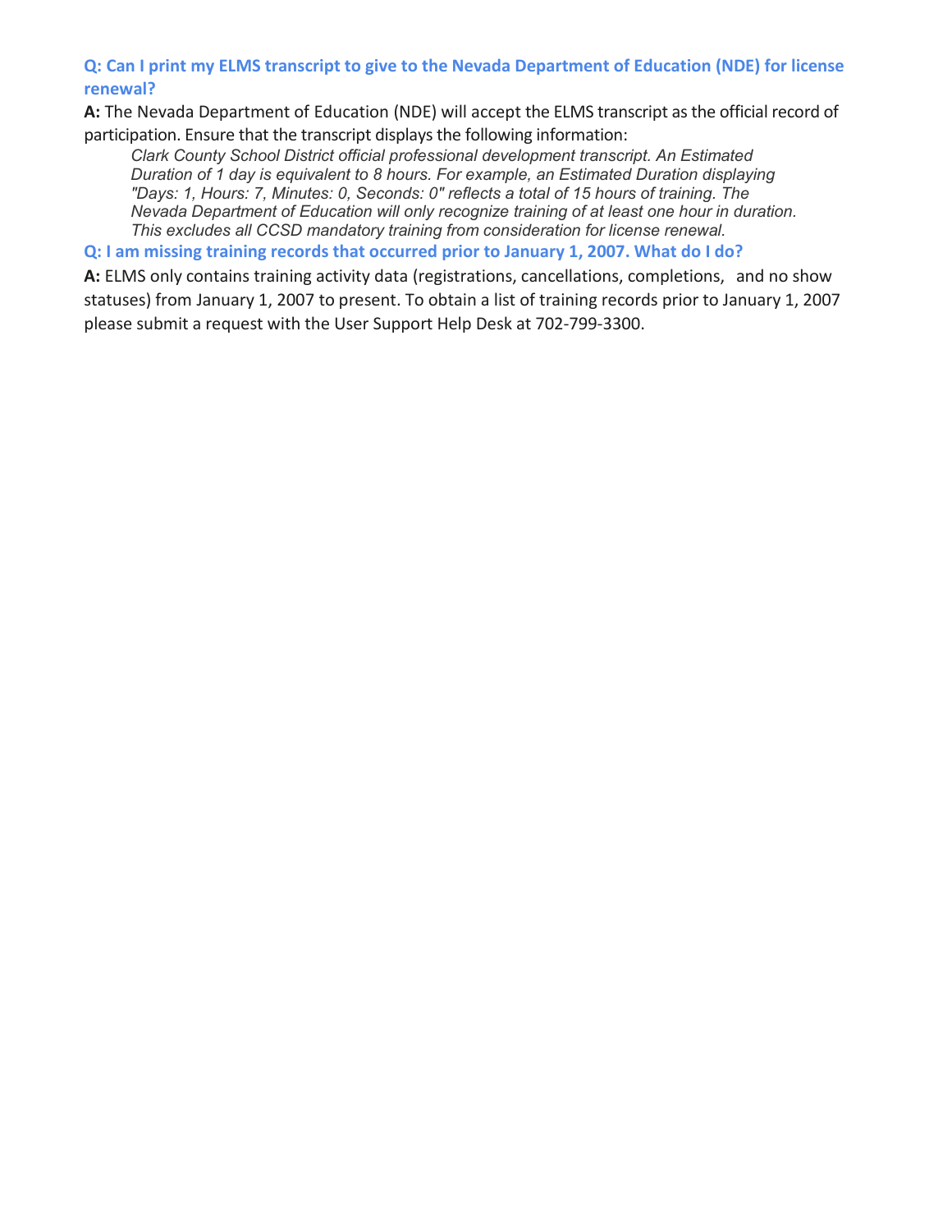**Q: Can I print my ELMS transcript to give to the Nevada Department of Education (NDE) for license renewal?**

**A:** The Nevada Department of Education (NDE) will accept the ELMS transcript as the official record of participation. Ensure that the transcript displays the following information:

> *Clark County School District official professional development transcript. An Estimated Duration of 1 day is equivalent to 8 hours. For example, an Estimated Duration displaying "Days: 1, Hours: 7, Minutes: 0, Seconds: 0" reflects a total of 15 hours of training. The Nevada Department of Education will only recognize training of at least one hour in duration. This excludes all CCSD mandatory training from consideration for license renewal.*

**Q: I am missing training records that occurred prior to January 1, 2007. What do I do?**

**A:** ELMS only contains training activity data (registrations, cancellations, completions, and no show statuses) from January 1, 2007 to present. To obtain a list of training records prior to January 1, 2007 please submit a request with the User Support Help Desk at 702-799-3300.